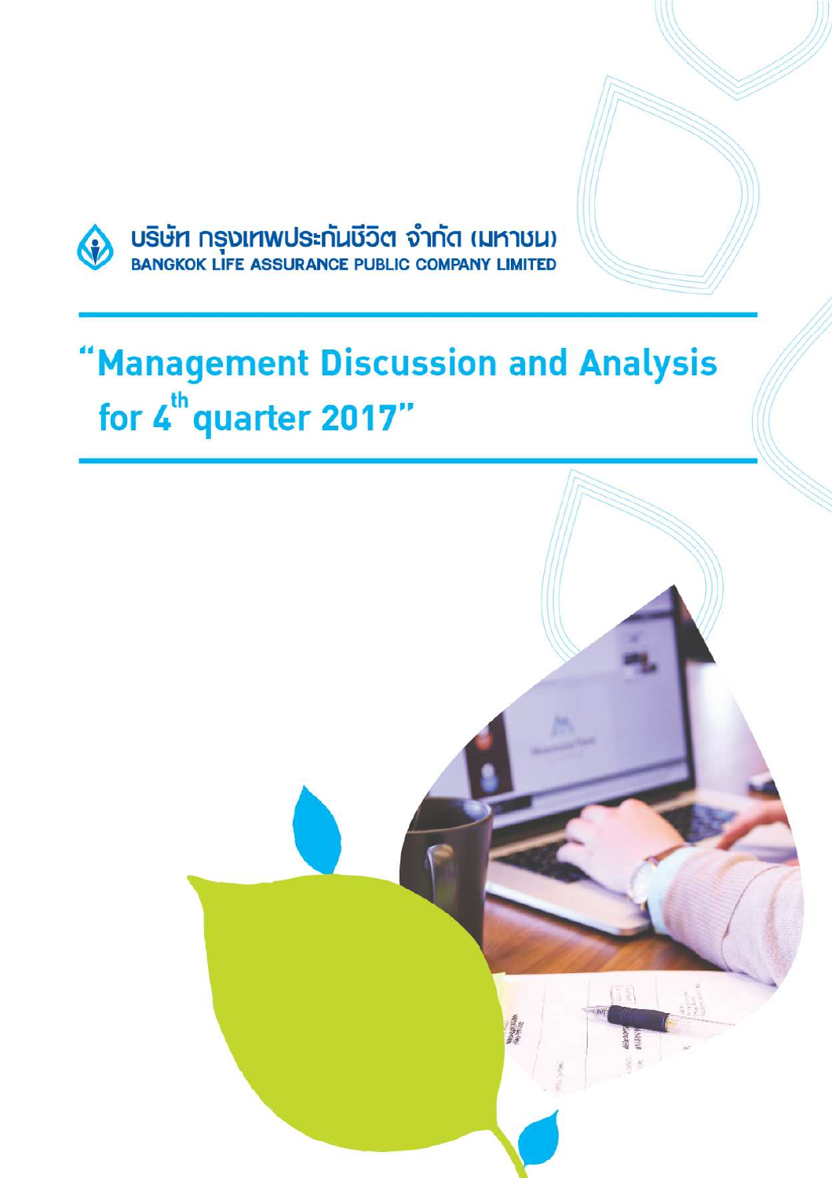บริษัท กรุงเทพประกันชีวิต จำกัด (มหาชน)

BANGKOK LIFE ASSURANCE PUBLIC COMPANY LIMITED

# "Management Discussion and Analysis for 4th quarter 2017"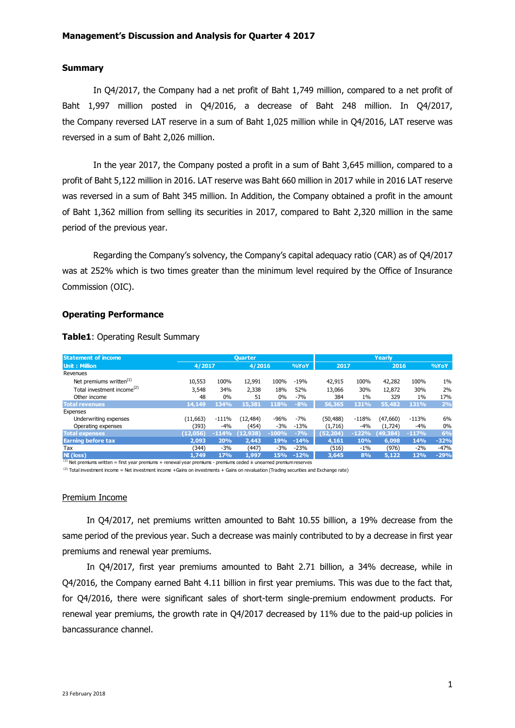# Management's Discussion and Analysis for Quarter 4 2017

## Summary

In Q4/2017, the Company had a net profit of Baht 1,749 million, compared to a net profit of Baht 1,997 million posted in Q4/2016, a decrease of Baht 248 million. In Q4/2017, the Company reversed LAT reserve in a sum of Baht 1,025 million while in Q4/2016, LAT reserve was reversed in a sum of Baht 2,026 million.

In the year 2017, the Company posted a profit in a sum of Baht 3,645 million, compared to a profit of Baht 5,122 million in 2016. LAT reserve was Baht 660 million in 2017 while in 2016 LAT reserve was reversed in a sum of Baht 345 million. In Addition, the Company obtained a profit in the amount of Baht 1,362 million from selling its securities in 2017, compared to Baht 2,320 million in the same period of the previous year.

Regarding the Company's solvency, the Company's capital adequacy ratio (CAR) as of Q4/2017 was at 252% which is two times greater than the minimum level required by the Office of Insurance Commission (OIC).

## Operating Performance

**Table1**: Operating Result Summary

| Statement of income | Quarter | | | | | Yearly | | | | |
|---|---|---|---|---|---|---|---|---|---|---|
| Unit : Million | 4/2017 | | 4/2016 | | %YoY | 2017 | | 2016 | | %YoY |
| Revenues | | | | | | | | | | |
| Net premiums written[(1)] | 10,553 | 100% | 12,991 | 100% | -19% | 42,915 | 100% | 42,282 | 100% | 1% |
| Total investment income[(2)] | 3,548 | 34% | 2,338 | 18% | 52% | 13,066 | 30% | 12,872 | 30% | 2% |
| Other income | 48 | 0% | 51 | 0% | -7% | 384 | 1% | 329 | 1% | 17% |
| **Total revenues** | **14,149** | **134%** | **15,381** | **118%** | **-8%** | **56,365** | **131%** | **55,482** | **131%** | **2%** |
| Expenses | | | | | | | | | | |
| Underwriting expenses | (11,663) | -111% | (12,484) | -96% | -7% | (50,488) | -118% | (47,660) | -113% | 6% |
| Operating expenses | (393) | -4% | (454) | -3% | -13% | (1,716) | -4% | (1,724) | -4% | 0% |
| **Total expenses** | **(12,056)** | **-114%** | **(12,938)** | **-100%** | **-7%** | **(52,204)** | **-122%** | **(49,384)** | **-117%** | **6%** |
| **Earning before tax** | **2,093** | **20%** | **2,443** | **19%** | **-14%** | **4,161** | **10%** | **6,098** | **14%** | **-32%** |
| Tax | (344) | -3% | (447) | -3% | -23% | (516) | -1% | (976) | -2% | -47% |
| **NI (loss)** | **1,749** | **17%** | **1,997** | **15%** | **-12%** | **3,645** | **8%** | **5,122** | **12%** | **-29%** |

(1) Net premiums written = first year premiums + renewal year premiums - premiums ceded ± unearned premium reserves

(2) Total investment income = Net investment income +Gains on investments + Gains on revaluation (Trading securities and Exchange rate)

### Premium Income

In Q4/2017, net premiums written amounted to Baht 10.55 billion, a 19% decrease from the same period of the previous year. Such a decrease was mainly contributed to by a decrease in first year premiums and renewal year premiums.

In Q4/2017, first year premiums amounted to Baht 2.71 billion, a 34% decrease, while in Q4/2016, the Company earned Baht 4.11 billion in first year premiums. This was due to the fact that, for Q4/2016, there were significant sales of short-term single-premium endowment products. For renewal year premiums, the growth rate in Q4/2017 decreased by 11% due to the paid-up policies in bancassurance channel.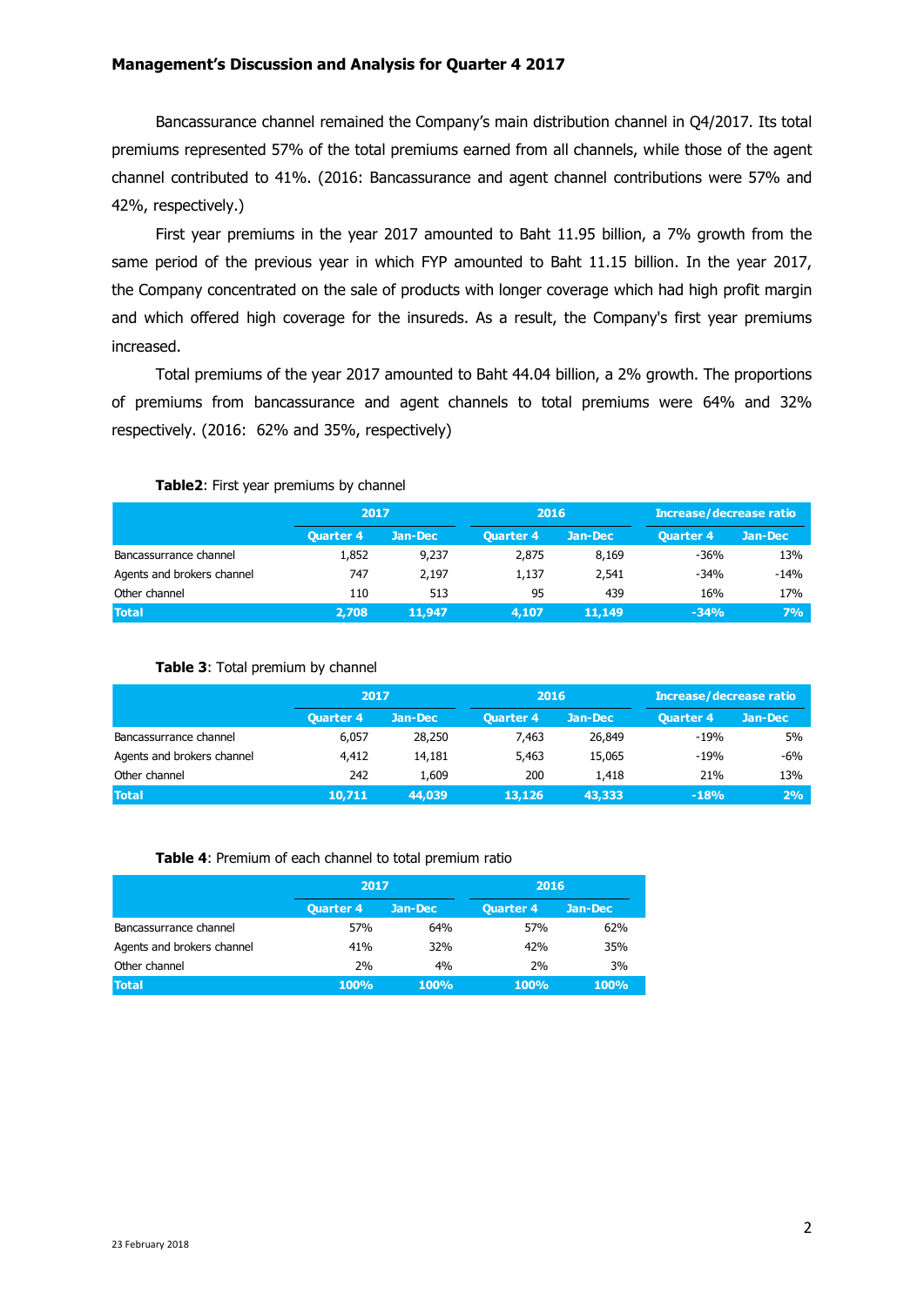**Management's Discussion and Analysis for Quarter 4 2017**

Bancassurance channel remained the Company's main distribution channel in Q4/2017. Its total premiums represented 57% of the total premiums earned from all channels, while those of the agent channel contributed to 41%. (2016: Bancassurance and agent channel contributions were 57% and 42%, respectively.)

First year premiums in the year 2017 amounted to Baht 11.95 billion, a 7% growth from the same period of the previous year in which FYP amounted to Baht 11.15 billion. In the year 2017, the Company concentrated on the sale of products with longer coverage which had high profit margin and which offered high coverage for the insureds. As a result, the Company's first year premiums increased.

Total premiums of the year 2017 amounted to Baht 44.04 billion, a 2% growth. The proportions of premiums from bancassurance and agent channels to total premiums were 64% and 32% respectively. (2016: 62% and 35%, respectively)

**Table2**: First year premiums by channel

| | 2017 | | 2016 | | Increase/decrease ratio | |
|---|---|---|---|---|---|---|
| | Quarter 4 | Jan-Dec | Quarter 4 | Jan-Dec | Quarter 4 | Jan-Dec |
| Bancassurance channel | 1,852 | 9,237 | 2,875 | 8,169 | -36% | 13% |
| Agents and brokers channel | 747 | 2,197 | 1,137 | 2,541 | -34% | -14% |
| Other channel | 110 | 513 | 95 | 439 | 16% | 17% |
| **Total** | **2,708** | **11,947** | **4,107** | **11,149** | **-34%** | **7%** |

**Table 3**: Total premium by channel

| | 2017 | | 2016 | | Increase/decrease ratio | |
|---|---|---|---|---|---|---|
| | Quarter 4 | Jan-Dec | Quarter 4 | Jan-Dec | Quarter 4 | Jan-Dec |
| Bancassurance channel | 6,057 | 28,250 | 7,463 | 26,849 | -19% | 5% |
| Agents and brokers channel | 4,412 | 14,181 | 5,463 | 15,065 | -19% | -6% |
| Other channel | 242 | 1,609 | 200 | 1,418 | 21% | 13% |
| **Total** | **10,711** | **44,039** | **13,126** | **43,333** | **-18%** | **2%** |

**Table 4**: Premium of each channel to total premium ratio

| | 2017 | | 2016 | |
|---|---|---|---|---|
| | Quarter 4 | Jan-Dec | Quarter 4 | Jan-Dec |
| Bancassurance channel | 57% | 64% | 57% | 62% |
| Agents and brokers channel | 41% | 32% | 42% | 35% |
| Other channel | 2% | 4% | 2% | 3% |
| **Total** | **100%** | **100%** | **100%** | **100%** |

23 February 2018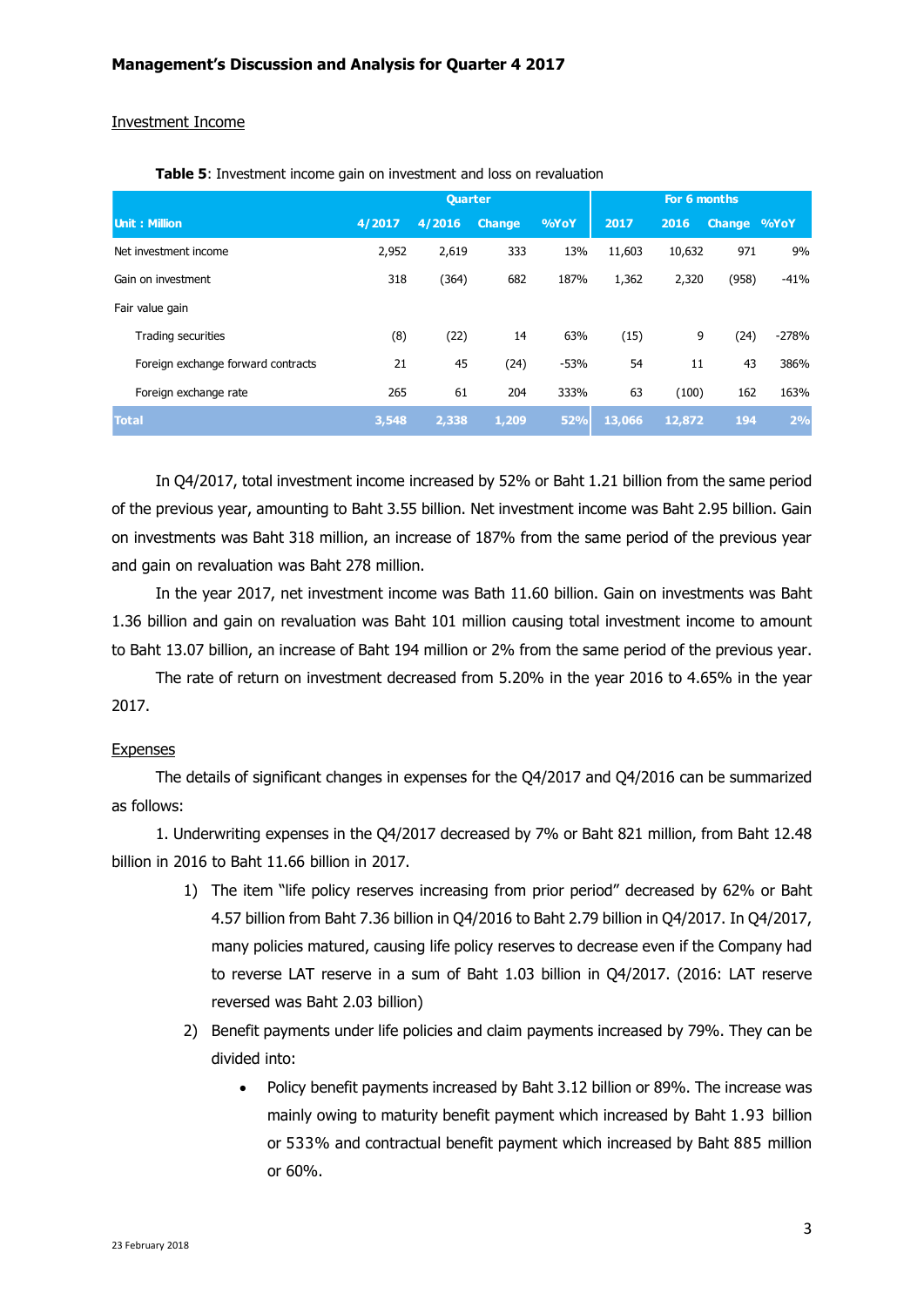## Management's Discussion and Analysis for Quarter 4 2017

Investment Income

**Table 5**: Investment income gain on investment and loss on revaluation

| Unit : Million | Quarter | | | | For 6 months | | | |
|---|---|---|---|---|---|---|---|---|
| | 4/2017 | 4/2016 | Change | %YoY | 2017 | 2016 | Change | %YoY |
| Net investment income | 2,952 | 2,619 | 333 | 13% | 11,603 | 10,632 | 971 | 9% |
| Gain on investment | 318 | (364) | 682 | 187% | 1,362 | 2,320 | (958) | -41% |
| Fair value gain | | | | | | | | |
| Trading securities | (8) | (22) | 14 | 63% | (15) | 9 | (24) | -278% |
| Foreign exchange forward contracts | 21 | 45 | (24) | -53% | 54 | 11 | 43 | 386% |
| Foreign exchange rate | 265 | 61 | 204 | 333% | 63 | (100) | 162 | 163% |
| **Total** | **3,548** | **2,338** | **1,209** | **52%** | **13,066** | **12,872** | **194** | **2%** |

In Q4/2017, total investment income increased by 52% or Baht 1.21 billion from the same period of the previous year, amounting to Baht 3.55 billion. Net investment income was Baht 2.95 billion. Gain on investments was Baht 318 million, an increase of 187% from the same period of the previous year and gain on revaluation was Baht 278 million.

In the year 2017, net investment income was Bath 11.60 billion. Gain on investments was Baht 1.36 billion and gain on revaluation was Baht 101 million causing total investment income to amount to Baht 13.07 billion, an increase of Baht 194 million or 2% from the same period of the previous year.

The rate of return on investment decreased from 5.20% in the year 2016 to 4.65% in the year 2017.

Expenses

The details of significant changes in expenses for the Q4/2017 and Q4/2016 can be summarized as follows:

1. Underwriting expenses in the Q4/2017 decreased by 7% or Baht 821 million, from Baht 12.48 billion in 2016 to Baht 11.66 billion in 2017.

   1) The item "life policy reserves increasing from prior period" decreased by 62% or Baht 4.57 billion from Baht 7.36 billion in Q4/2016 to Baht 2.79 billion in Q4/2017. In Q4/2017, many policies matured, causing life policy reserves to decrease even if the Company had to reverse LAT reserve in a sum of Baht 1.03 billion in Q4/2017. (2016: LAT reserve reversed was Baht 2.03 billion)

   2) Benefit payments under life policies and claim payments increased by 79%. They can be divided into:

      - Policy benefit payments increased by Baht 3.12 billion or 89%. The increase was mainly owing to maturity benefit payment which increased by Baht 1.93 billion or 533% and contractual benefit payment which increased by Baht 885 million or 60%.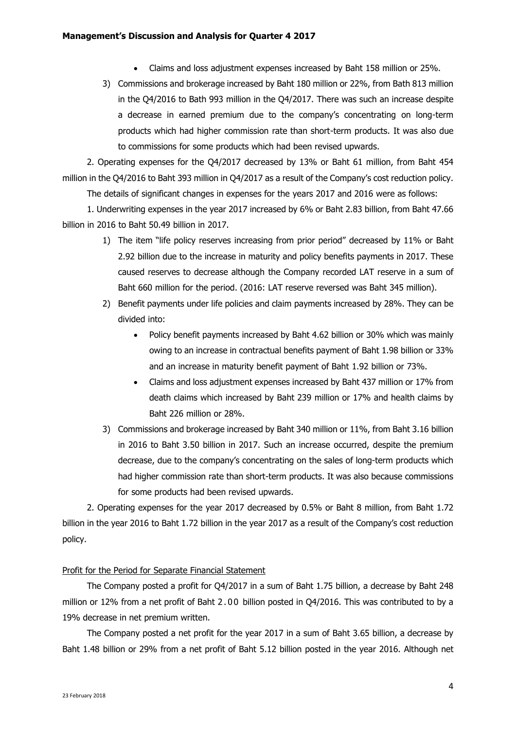- Claims and loss adjustment expenses increased by Baht 158 million or 25%.

3) Commissions and brokerage increased by Baht 180 million or 22%, from Bath 813 million in the Q4/2016 to Bath 993 million in the Q4/2017. There was such an increase despite a decrease in earned premium due to the company's concentrating on long-term products which had higher commission rate than short-term products. It was also due to commissions for some products which had been revised upwards.

2. Operating expenses for the Q4/2017 decreased by 13% or Baht 61 million, from Baht 454 million in the Q4/2016 to Baht 393 million in Q4/2017 as a result of the Company's cost reduction policy.

The details of significant changes in expenses for the years 2017 and 2016 were as follows:

1. Underwriting expenses in the year 2017 increased by 6% or Baht 2.83 billion, from Baht 47.66 billion in 2016 to Baht 50.49 billion in 2017.

1) The item "life policy reserves increasing from prior period" decreased by 11% or Baht 2.92 billion due to the increase in maturity and policy benefits payments in 2017. These caused reserves to decrease although the Company recorded LAT reserve in a sum of Baht 660 million for the period. (2016: LAT reserve reversed was Baht 345 million).

2) Benefit payments under life policies and claim payments increased by 28%. They can be divided into:

   - Policy benefit payments increased by Baht 4.62 billion or 30% which was mainly owing to an increase in contractual benefits payment of Baht 1.98 billion or 33% and an increase in maturity benefit payment of Baht 1.92 billion or 73%.
   - Claims and loss adjustment expenses increased by Baht 437 million or 17% from death claims which increased by Baht 239 million or 17% and health claims by Baht 226 million or 28%.

3) Commissions and brokerage increased by Baht 340 million or 11%, from Baht 3.16 billion in 2016 to Baht 3.50 billion in 2017. Such an increase occurred, despite the premium decrease, due to the company's concentrating on the sales of long-term products which had higher commission rate than short-term products. It was also because commissions for some products had been revised upwards.

2. Operating expenses for the year 2017 decreased by 0.5% or Baht 8 million, from Baht 1.72 billion in the year 2016 to Baht 1.72 billion in the year 2017 as a result of the Company's cost reduction policy.

Profit for the Period for Separate Financial Statement

The Company posted a profit for Q4/2017 in a sum of Baht 1.75 billion, a decrease by Baht 248 million or 12% from a net profit of Baht 2.00 billion posted in Q4/2016. This was contributed to by a 19% decrease in net premium written.

The Company posted a net profit for the year 2017 in a sum of Baht 3.65 billion, a decrease by Baht 1.48 billion or 29% from a net profit of Baht 5.12 billion posted in the year 2016. Although net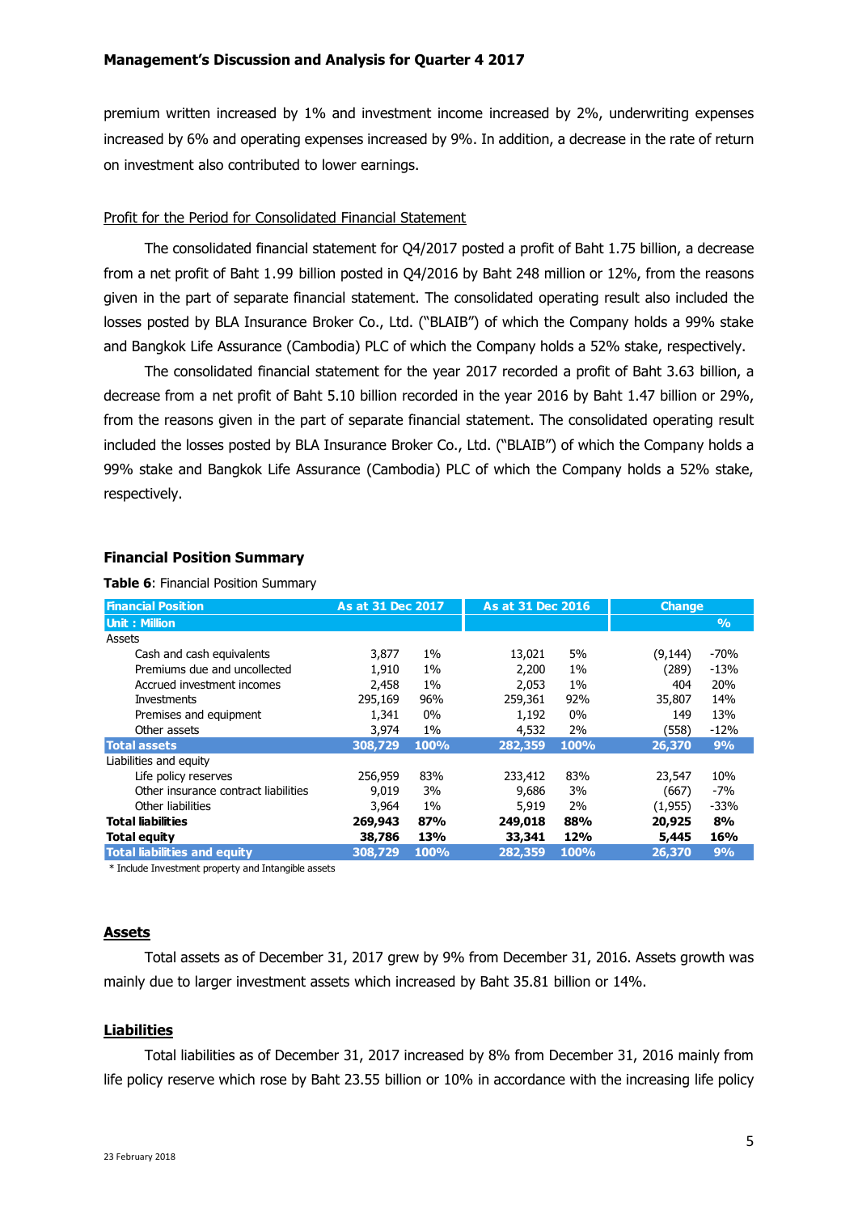premium written increased by 1% and investment income increased by 2%, underwriting expenses increased by 6% and operating expenses increased by 9%. In addition, a decrease in the rate of return on investment also contributed to lower earnings.

Profit for the Period for Consolidated Financial Statement

The consolidated financial statement for Q4/2017 posted a profit of Baht 1.75 billion, a decrease from a net profit of Baht 1.99 billion posted in Q4/2016 by Baht 248 million or 12%, from the reasons given in the part of separate financial statement. The consolidated operating result also included the losses posted by BLA Insurance Broker Co., Ltd. ("BLAIB") of which the Company holds a 99% stake and Bangkok Life Assurance (Cambodia) PLC of which the Company holds a 52% stake, respectively.

The consolidated financial statement for the year 2017 recorded a profit of Baht 3.63 billion, a decrease from a net profit of Baht 5.10 billion recorded in the year 2016 by Baht 1.47 billion or 29%, from the reasons given in the part of separate financial statement. The consolidated operating result included the losses posted by BLA Insurance Broker Co., Ltd. ("BLAIB") of which the Company holds a 99% stake and Bangkok Life Assurance (Cambodia) PLC of which the Company holds a 52% stake, respectively.

## Financial Position Summary

**Table 6**: Financial Position Summary

| Financial Position | As at 31 Dec 2017 | | As at 31 Dec 2016 | | Change | |
|---|---|---|---|---|---|---|
| Unit : Million | | | | | | % |
| Assets | | | | | | |
| Cash and cash equivalents | 3,877 | 1% | 13,021 | 5% | (9,144) | -70% |
| Premiums due and uncollected | 1,910 | 1% | 2,200 | 1% | (289) | -13% |
| Accrued investment incomes | 2,458 | 1% | 2,053 | 1% | 404 | 20% |
| Investments | 295,169 | 96% | 259,361 | 92% | 35,807 | 14% |
| Premises and equipment | 1,341 | 0% | 1,192 | 0% | 149 | 13% |
| Other assets | 3,974 | 1% | 4,532 | 2% | (558) | -12% |
| **Total assets** | **308,729** | **100%** | **282,359** | **100%** | **26,370** | **9%** |
| Liabilities and equity | | | | | | |
| Life policy reserves | 256,959 | 83% | 233,412 | 83% | 23,547 | 10% |
| Other insurance contract liabilities | 9,019 | 3% | 9,686 | 3% | (667) | -7% |
| Other liabilities | 3,964 | 1% | 5,919 | 2% | (1,955) | -33% |
| **Total liabilities** | **269,943** | **87%** | **249,018** | **88%** | **20,925** | **8%** |
| **Total equity** | **38,786** | **13%** | **33,341** | **12%** | **5,445** | **16%** |
| **Total liabilities and equity** | **308,729** | **100%** | **282,359** | **100%** | **26,370** | **9%** |

\* Include Investment property and Intangible assets

### Assets

Total assets as of December 31, 2017 grew by 9% from December 31, 2016. Assets growth was mainly due to larger investment assets which increased by Baht 35.81 billion or 14%.

### Liabilities

Total liabilities as of December 31, 2017 increased by 8% from December 31, 2016 mainly from life policy reserve which rose by Baht 23.55 billion or 10% in accordance with the increasing life policy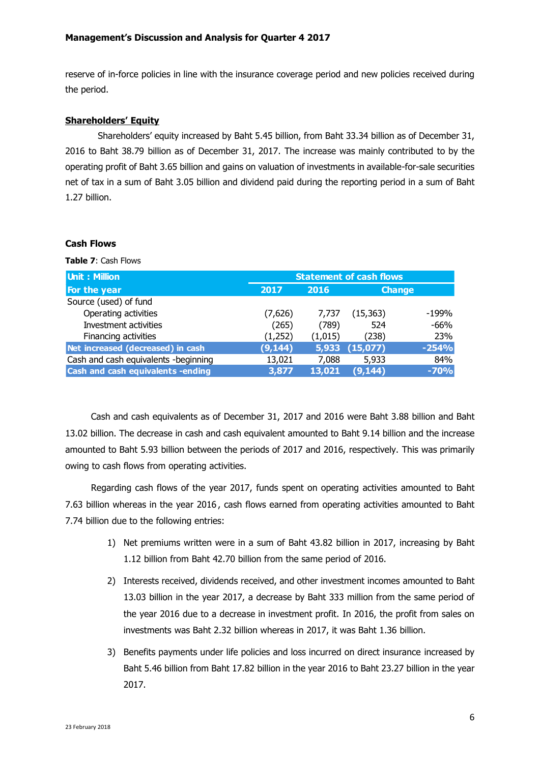reserve of in-force policies in line with the insurance coverage period and new policies received during the period.

**Shareholders' Equity**

Shareholders' equity increased by Baht 5.45 billion, from Baht 33.34 billion as of December 31, 2016 to Baht 38.79 billion as of December 31, 2017. The increase was mainly contributed to by the operating profit of Baht 3.65 billion and gains on valuation of investments in available-for-sale securities net of tax in a sum of Baht 3.05 billion and dividend paid during the reporting period in a sum of Baht 1.27 billion.

**Cash Flows**

**Table 7**: Cash Flows

| Unit : Million | Statement of cash flows | | | |
|---|---|---|---|---|
| For the year | 2017 | 2016 | Change | |
| Source (used) of fund | | | | |
| Operating activities | (7,626) | 7,737 | (15,363) | -199% |
| Investment activities | (265) | (789) | 524 | -66% |
| Financing activities | (1,252) | (1,015) | (238) | 23% |
| **Net increased (decreased) in cash** | **(9,144)** | **5,933** | **(15,077)** | **-254%** |
| Cash and cash equivalents -beginning | 13,021 | 7,088 | 5,933 | 84% |
| **Cash and cash equivalents -ending** | **3,877** | **13,021** | **(9,144)** | **-70%** |

Cash and cash equivalents as of December 31, 2017 and 2016 were Baht 3.88 billion and Baht 13.02 billion. The decrease in cash and cash equivalent amounted to Baht 9.14 billion and the increase amounted to Baht 5.93 billion between the periods of 2017 and 2016, respectively. This was primarily owing to cash flows from operating activities.

Regarding cash flows of the year 2017, funds spent on operating activities amounted to Baht 7.63 billion whereas in the year 2016, cash flows earned from operating activities amounted to Baht 7.74 billion due to the following entries:

1) Net premiums written were in a sum of Baht 43.82 billion in 2017, increasing by Baht 1.12 billion from Baht 42.70 billion from the same period of 2016.

2) Interests received, dividends received, and other investment incomes amounted to Baht 13.03 billion in the year 2017, a decrease by Baht 333 million from the same period of the year 2016 due to a decrease in investment profit. In 2016, the profit from sales on investments was Baht 2.32 billion whereas in 2017, it was Baht 1.36 billion.

3) Benefits payments under life policies and loss incurred on direct insurance increased by Baht 5.46 billion from Baht 17.82 billion in the year 2016 to Baht 23.27 billion in the year 2017.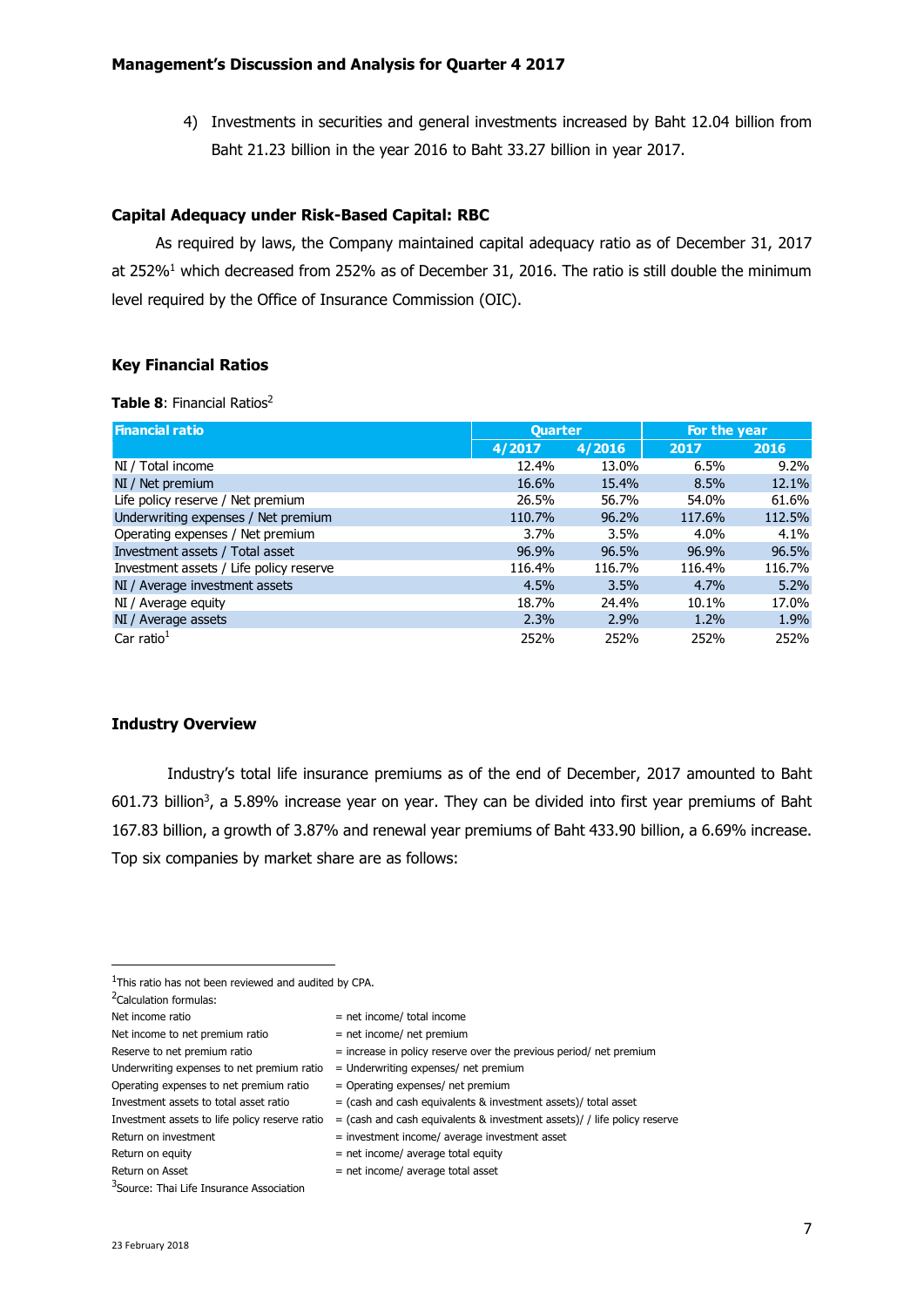4) Investments in securities and general investments increased by Baht 12.04 billion from Baht 21.23 billion in the year 2016 to Baht 33.27 billion in year 2017.

**Capital Adequacy under Risk-Based Capital: RBC**

As required by laws, the Company maintained capital adequacy ratio as of December 31, 2017 at 252%[1] which decreased from 252% as of December 31, 2016. The ratio is still double the minimum level required by the Office of Insurance Commission (OIC).

**Key Financial Ratios**

**Table 8**: Financial Ratios[2]

| Financial ratio | Quarter | | For the year | |
|---|---|---|---|---|
| | 4/2017 | 4/2016 | 2017 | 2016 |
| NI / Total income | 12.4% | 13.0% | 6.5% | 9.2% |
| NI / Net premium | 16.6% | 15.4% | 8.5% | 12.1% |
| Life policy reserve / Net premium | 26.5% | 56.7% | 54.0% | 61.6% |
| Underwriting expenses / Net premium | 110.7% | 96.2% | 117.6% | 112.5% |
| Operating expenses / Net premium | 3.7% | 3.5% | 4.0% | 4.1% |
| Investment assets / Total asset | 96.9% | 96.5% | 96.9% | 96.5% |
| Investment assets / Life policy reserve | 116.4% | 116.7% | 116.4% | 116.7% |
| NI / Average investment assets | 4.5% | 3.5% | 4.7% | 5.2% |
| NI / Average equity | 18.7% | 24.4% | 10.1% | 17.0% |
| NI / Average assets | 2.3% | 2.9% | 1.2% | 1.9% |
| Car ratio[1] | 252% | 252% | 252% | 252% |

**Industry Overview**

Industry's total life insurance premiums as of the end of December, 2017 amounted to Baht 601.73 billion[3], a 5.89% increase year on year. They can be divided into first year premiums of Baht 167.83 billion, a growth of 3.87% and renewal year premiums of Baht 433.90 billion, a 6.69% increase. Top six companies by market share are as follows:

---

[1]This ratio has not been reviewed and audited by CPA.

[2]Calculation formulas:

| | |
|---|---|
| Net income ratio | = net income/ total income |
| Net income to net premium ratio | = net income/ net premium |
| Reserve to net premium ratio | = increase in policy reserve over the previous period/ net premium |
| Underwriting expenses to net premium ratio | = Underwriting expenses/ net premium |
| Operating expenses to net premium ratio | = Operating expenses/ net premium |
| Investment assets to total asset ratio | = (cash and cash equivalents & investment assets)/ total asset |
| Investment assets to life policy reserve ratio | = (cash and cash equivalents & investment assets)/ / life policy reserve |
| Return on investment | = investment income/ average investment asset |
| Return on equity | = net income/ average total equity |
| Return on Asset | = net income/ average total asset |

[3]Source: Thai Life Insurance Association

23 February 2018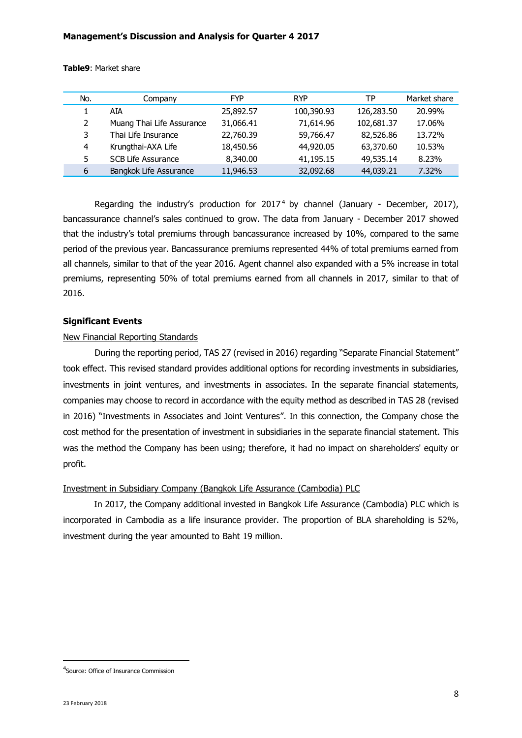**Table9**: Market share

| No. | Company | FYP | RYP | TP | Market share |
|---|---|---|---|---|---|
| 1 | AIA | 25,892.57 | 100,390.93 | 126,283.50 | 20.99% |
| 2 | Muang Thai Life Assurance | 31,066.41 | 71,614.96 | 102,681.37 | 17.06% |
| 3 | Thai Life Insurance | 22,760.39 | 59,766.47 | 82,526.86 | 13.72% |
| 4 | Krungthai-AXA Life | 18,450.56 | 44,920.05 | 63,370.60 | 10.53% |
| 5 | SCB Life Assurance | 8,340.00 | 41,195.15 | 49,535.14 | 8.23% |
| 6 | Bangkok Life Assurance | 11,946.53 | 32,092.68 | 44,039.21 | 7.32% |

Regarding the industry's production for 2017[4] by channel (January - December, 2017), bancassurance channel's sales continued to grow. The data from January - December 2017 showed that the industry's total premiums through bancassurance increased by 10%, compared to the same period of the previous year. Bancassurance premiums represented 44% of total premiums earned from all channels, similar to that of the year 2016. Agent channel also expanded with a 5% increase in total premiums, representing 50% of total premiums earned from all channels in 2017, similar to that of 2016.

**Significant Events**

New Financial Reporting Standards

During the reporting period, TAS 27 (revised in 2016) regarding "Separate Financial Statement" took effect. This revised standard provides additional options for recording investments in subsidiaries, investments in joint ventures, and investments in associates. In the separate financial statements, companies may choose to record in accordance with the equity method as described in TAS 28 (revised in 2016) "Investments in Associates and Joint Ventures". In this connection, the Company chose the cost method for the presentation of investment in subsidiaries in the separate financial statement. This was the method the Company has been using; therefore, it had no impact on shareholders' equity or profit.

Investment in Subsidiary Company (Bangkok Life Assurance (Cambodia) PLC

In 2017, the Company additional invested in Bangkok Life Assurance (Cambodia) PLC which is incorporated in Cambodia as a life insurance provider. The proportion of BLA shareholding is 52%, investment during the year amounted to Baht 19 million.

[4]Source: Office of Insurance Commission